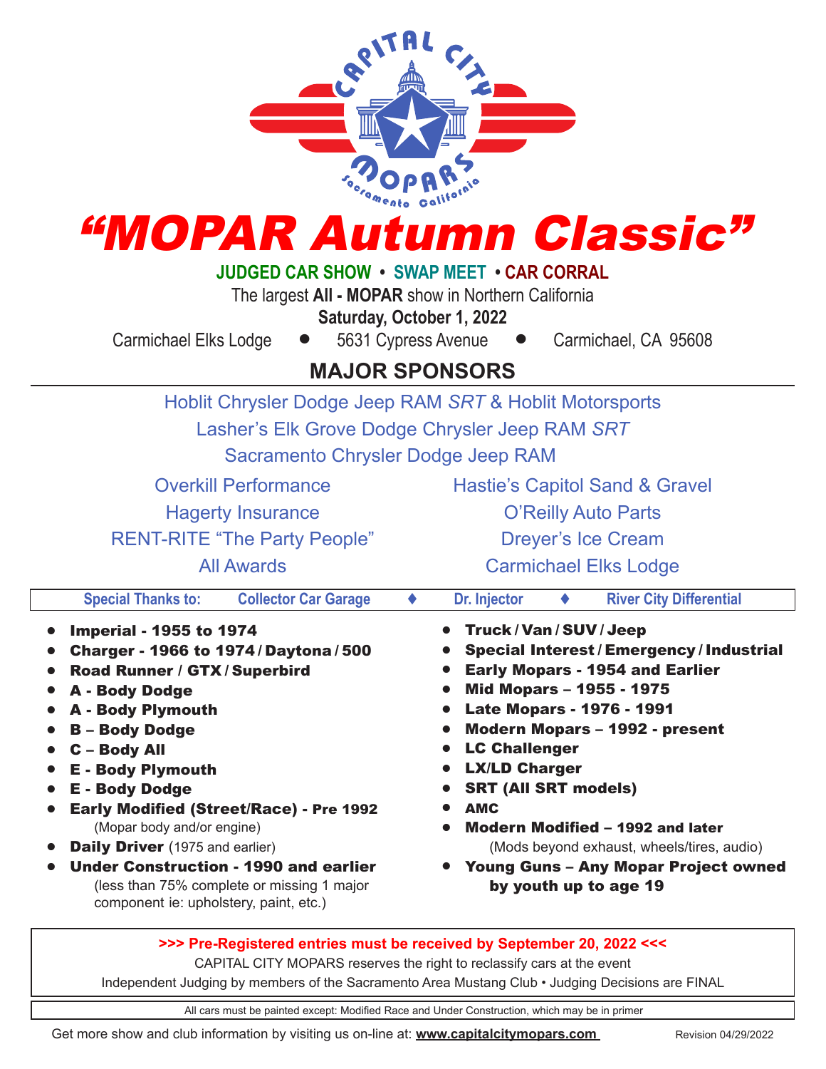CAPITAL CITY MOPARS
Sacramento California

# "MOPAR Autumn Classic"

**JUDGED CAR SHOW • SWAP MEET • CAR CORRAL**

The largest **All - MOPAR** show in Northern California

**Saturday, October 1, 2022**

Carmichael Elks Lodge • 5631 Cypress Avenue • Carmichael, CA 95608

## MAJOR SPONSORS

Hoblit Chrysler Dodge Jeep RAM *SRT* & Hoblit Motorsports

Lasher's Elk Grove Dodge Chrysler Jeep RAM *SRT*

Sacramento Chrysler Dodge Jeep RAM

Overkill Performance

Hagerty Insurance

RENT-RITE "The Party People"

All Awards

Hastie's Capitol Sand & Gravel

O'Reilly Auto Parts

Dreyer's Ice Cream

Carmichael Elks Lodge

**Special Thanks to:** **Collector Car Garage** ♦ **Dr. Injector** ♦ **River City Differential**

- **Imperial - 1955 to 1974**
- **Charger - 1966 to 1974 / Daytona / 500**
- **Road Runner / GTX / Superbird**
- **A - Body Dodge**
- **A - Body Plymouth**
- **B – Body Dodge**
- **C – Body All**
- **E - Body Plymouth**
- **E - Body Dodge**
- **Early Modified (Street/Race) - Pre 1992**
  (Mopar body and/or engine)
- **Daily Driver** (1975 and earlier)
- **Under Construction - 1990 and earlier**
  (less than 75% complete or missing 1 major component ie: upholstery, paint, etc.)
- **Truck / Van / SUV / Jeep**
- **Special Interest / Emergency / Industrial**
- **Early Mopars - 1954 and Earlier**
- **Mid Mopars – 1955 - 1975**
- **Late Mopars - 1976 - 1991**
- **Modern Mopars – 1992 - present**
- **LC Challenger**
- **LX/LD Charger**
- **SRT (All SRT models)**
- **AMC**
- **Modern Modified – 1992 and later**
  (Mods beyond exhaust, wheels/tires, audio)
- **Young Guns – Any Mopar Project owned by youth up to age 19**

**>>> Pre-Registered entries must be received by September 20, 2022 <<<**

CAPITAL CITY MOPARS reserves the right to reclassify cars at the event

Independent Judging by members of the Sacramento Area Mustang Club • Judging Decisions are FINAL

All cars must be painted except: Modified Race and Under Construction, which may be in primer

Get more show and club information by visiting us on-line at: **www.capitalcitymopars.com**

Revision 04/29/2022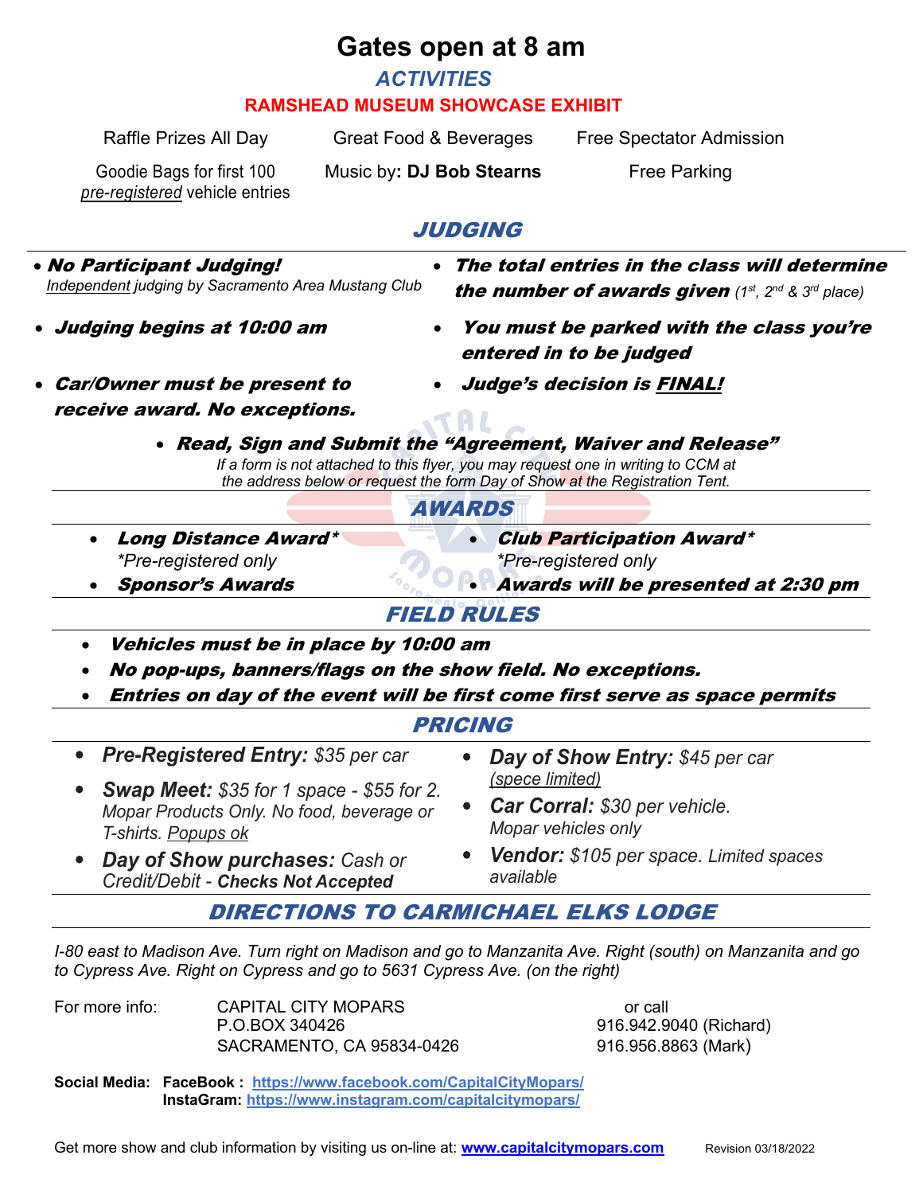# Gates open at 8 am

## ACTIVITIES

### RAMSHEAD MUSEUM SHOWCASE EXHIBIT

- Raffle Prizes All Day
- Great Food & Beverages
- Free Spectator Admission
- Goodie Bags for first 100 _pre-registered_ vehicle entries
- Music by: **DJ Bob Stearns**
- Free Parking

## JUDGING

- ***No Participant Judging!***
  _Independent judging by Sacramento Area Mustang Club_
- ***Judging begins at 10:00 am***
- ***Car/Owner must be present to receive award. No exceptions.***
- ***The total entries in the class will determine the number of awards given*** _(1st, 2nd & 3rd place)_
- ***You must be parked with the class you're entered in to be judged***
- ***Judge's decision is FINAL!***
- ***Read, Sign and Submit the "Agreement, Waiver and Release"***
  _If a form is not attached to this flyer, you may request one in writing to CCM at the address below or request the form Day of Show at the Registration Tent._

## AWARDS

- ***Long Distance Award****
  _*Pre-registered only_
- ***Sponsor's Awards***
- ***Club Participation Award****
  _*Pre-registered only_
- ***Awards will be presented at 2:30 pm***

## FIELD RULES

- ***Vehicles must be in place by 10:00 am***
- ***No pop-ups, banners/flags on the show field. No exceptions.***
- ***Entries on day of the event will be first come first serve as space permits***

## PRICING

- ***Pre-Registered Entry:*** _$35 per car_
- ***Swap Meet:*** _$35 for 1 space - $55 for 2. Mopar Products Only. No food, beverage or T-shirts. Popups ok_
- ***Day of Show purchases:*** _Cash or Credit/Debit - **Checks Not Accepted**_
- ***Day of Show Entry:*** _$45 per car (spece limited)_
- ***Car Corral:*** _$30 per vehicle. Mopar vehicles only_
- ***Vendor:*** _$105 per space. Limited spaces available_

## DIRECTIONS TO CARMICHAEL ELKS LODGE

_I-80 east to Madison Ave. Turn right on Madison and go to Manzanita Ave. Right (south) on Manzanita and go to Cypress Ave. Right on Cypress and go to 5631 Cypress Ave. (on the right)_

For more info:
CAPITAL CITY MOPARS
P.O.BOX 340426
SACRAMENTO, CA 95834-0426

or call
916.942.9040 (Richard)
916.956.8863 (Mark)

**Social Media:** **FaceBook :** https://www.facebook.com/CapitalCityMopars/
**InstaGram:** https://www.instagram.com/capitalcitymopars/

Get more show and club information by visiting us on-line at: **www.capitalcitymopars.com**

Revision 03/18/2022